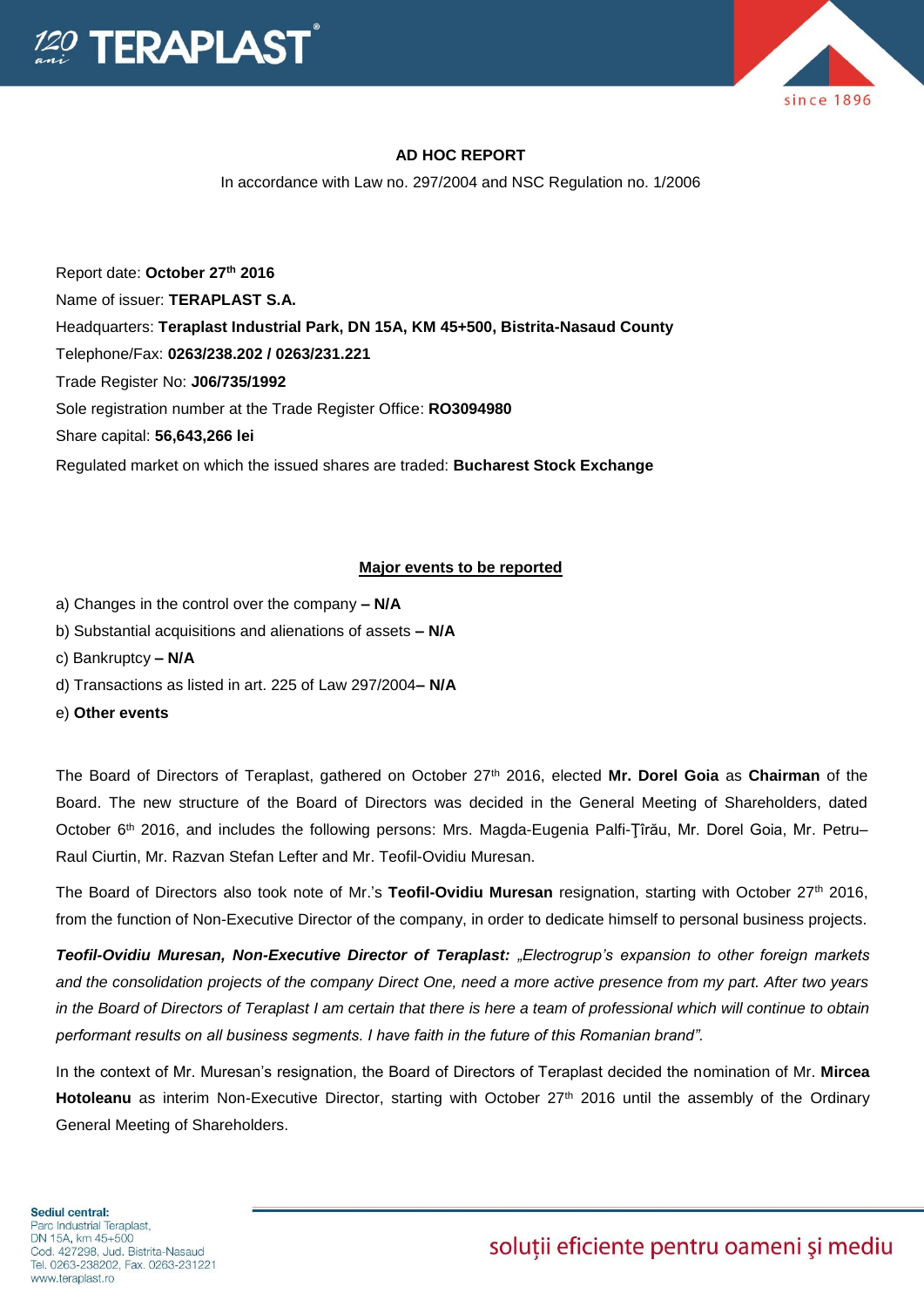**AD HOC REPORT**

In accordance with Law no. 297/2004 and NSC Regulation no. 1/2006

Report date: **October 27th 2016**

Name of issuer: **TERAPLAST S.A.**

Headquarters: **Teraplast Industrial Park, DN 15A, KM 45+500, Bistrita-Nasaud County**

Telephone/Fax: **0263/238.202 / 0263/231.221**

Trade Register No: **J06/735/1992**

Sole registration number at the Trade Register Office: **RO3094980**

Share capital: **56,643,266 lei**

Regulated market on which the issued shares are traded: **Bucharest Stock Exchange**

**Major events to be reported**

a) Changes in the control over the company **– N/A**

b) Substantial acquisitions and alienations of assets **– N/A**

c) Bankruptcy **– N/A**

d) Transactions as listed in art. 225 of Law 297/2004**– N/A**

e) **Other events**

The Board of Directors of Teraplast, gathered on October 27th 2016, elected **Mr. Dorel Goia** as **Chairman** of the Board. The new structure of the Board of Directors was decided in the General Meeting of Shareholders, dated October 6th 2016, and includes the following persons: Mrs. Magda-Eugenia Palfi-Ţîrău, Mr. Dorel Goia, Mr. Petru–Raul Ciurtin, Mr. Razvan Stefan Lefter and Mr. Teofil-Ovidiu Muresan.

The Board of Directors also took note of Mr.'s **Teofil-Ovidiu Muresan** resignation, starting with October 27th 2016, from the function of Non-Executive Director of the company, in order to dedicate himself to personal business projects.

***Teofil-Ovidiu Muresan, Non-Executive Director of Teraplast:*** *„Electrogrup's expansion to other foreign markets and the consolidation projects of the company Direct One, need a more active presence from my part. After two years in the Board of Directors of Teraplast I am certain that there is here a team of professional which will continue to obtain performant results on all business segments. I have faith in the future of this Romanian brand".*

In the context of Mr. Muresan's resignation, the Board of Directors of Teraplast decided the nomination of Mr. **Mircea Hotoleanu** as interim Non-Executive Director, starting with October 27th 2016 until the assembly of the Ordinary General Meeting of Shareholders.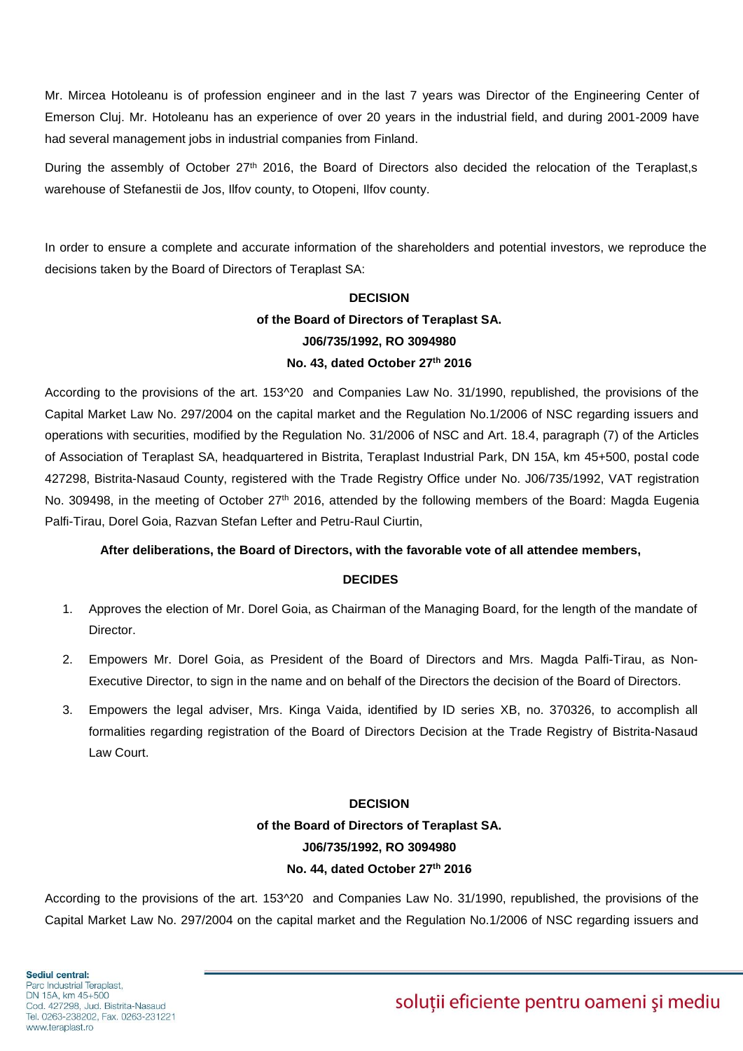Mr. Mircea Hotoleanu is of profession engineer and in the last 7 years was Director of the Engineering Center of Emerson Cluj. Mr. Hotoleanu has an experience of over 20 years in the industrial field, and during 2001-2009 have had several management jobs in industrial companies from Finland.

During the assembly of October 27th 2016, the Board of Directors also decided the relocation of the Teraplast,s warehouse of Stefanestii de Jos, Ilfov county, to Otopeni, Ilfov county.

In order to ensure a complete and accurate information of the shareholders and potential investors, we reproduce the decisions taken by the Board of Directors of Teraplast SA:

**DECISION**
**of the Board of Directors of Teraplast SA.**
**J06/735/1992, RO 3094980**
**No. 43, dated October 27th 2016**

According to the provisions of the art. 153^20 and Companies Law No. 31/1990, republished, the provisions of the Capital Market Law No. 297/2004 on the capital market and the Regulation No.1/2006 of NSC regarding issuers and operations with securities, modified by the Regulation No. 31/2006 of NSC and Art. 18.4, paragraph (7) of the Articles of Association of Teraplast SA, headquartered in Bistrita, Teraplast Industrial Park, DN 15A, km 45+500, postal code 427298, Bistrita-Nasaud County, registered with the Trade Registry Office under No. J06/735/1992, VAT registration No. 309498, in the meeting of October 27th 2016, attended by the following members of the Board: Magda Eugenia Palfi-Tirau, Dorel Goia, Razvan Stefan Lefter and Petru-Raul Ciurtin,

**After deliberations, the Board of Directors, with the favorable vote of all attendee members,**

**DECIDES**

1. Approves the election of Mr. Dorel Goia, as Chairman of the Managing Board, for the length of the mandate of Director.
2. Empowers Mr. Dorel Goia, as President of the Board of Directors and Mrs. Magda Palfi-Tirau, as Non-Executive Director, to sign in the name and on behalf of the Directors the decision of the Board of Directors.
3. Empowers the legal adviser, Mrs. Kinga Vaida, identified by ID series XB, no. 370326, to accomplish all formalities regarding registration of the Board of Directors Decision at the Trade Registry of Bistrita-Nasaud Law Court.

**DECISION**
**of the Board of Directors of Teraplast SA.**
**J06/735/1992, RO 3094980**
**No. 44, dated October 27th 2016**

According to the provisions of the art. 153^20 and Companies Law No. 31/1990, republished, the provisions of the Capital Market Law No. 297/2004 on the capital market and the Regulation No.1/2006 of NSC regarding issuers and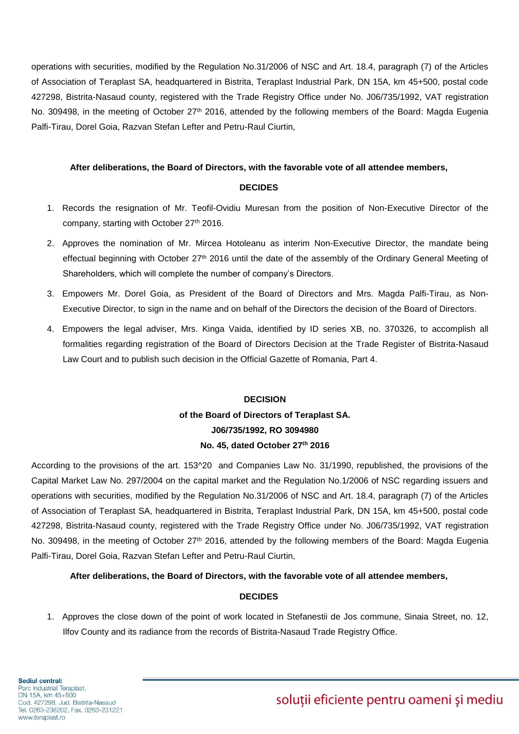operations with securities, modified by the Regulation No.31/2006 of NSC and Art. 18.4, paragraph (7) of the Articles of Association of Teraplast SA, headquartered in Bistrita, Teraplast Industrial Park, DN 15A, km 45+500, postal code 427298, Bistrita-Nasaud county, registered with the Trade Registry Office under No. J06/735/1992, VAT registration No. 309498, in the meeting of October 27th 2016, attended by the following members of the Board: Magda Eugenia Palfi-Tirau, Dorel Goia, Razvan Stefan Lefter and Petru-Raul Ciurtin,

**After deliberations, the Board of Directors, with the favorable vote of all attendee members,**

**DECIDES**

1. Records the resignation of Mr. Teofil-Ovidiu Muresan from the position of Non-Executive Director of the company, starting with October 27th 2016.
2. Approves the nomination of Mr. Mircea Hotoleanu as interim Non-Executive Director, the mandate being effectual beginning with October 27th 2016 until the date of the assembly of the Ordinary General Meeting of Shareholders, which will complete the number of company's Directors.
3. Empowers Mr. Dorel Goia, as President of the Board of Directors and Mrs. Magda Palfi-Tirau, as Non-Executive Director, to sign in the name and on behalf of the Directors the decision of the Board of Directors.
4. Empowers the legal adviser, Mrs. Kinga Vaida, identified by ID series XB, no. 370326, to accomplish all formalities regarding registration of the Board of Directors Decision at the Trade Register of Bistrita-Nasaud Law Court and to publish such decision in the Official Gazette of Romania, Part 4.

**DECISION**

**of the Board of Directors of Teraplast SA.**

**J06/735/1992, RO 3094980**

**No. 45, dated October 27th 2016**

According to the provisions of the art. 153^20 and Companies Law No. 31/1990, republished, the provisions of the Capital Market Law No. 297/2004 on the capital market and the Regulation No.1/2006 of NSC regarding issuers and operations with securities, modified by the Regulation No.31/2006 of NSC and Art. 18.4, paragraph (7) of the Articles of Association of Teraplast SA, headquartered in Bistrita, Teraplast Industrial Park, DN 15A, km 45+500, postal code 427298, Bistrita-Nasaud county, registered with the Trade Registry Office under No. J06/735/1992, VAT registration No. 309498, in the meeting of October 27th 2016, attended by the following members of the Board: Magda Eugenia Palfi-Tirau, Dorel Goia, Razvan Stefan Lefter and Petru-Raul Ciurtin,

**After deliberations, the Board of Directors, with the favorable vote of all attendee members,**

**DECIDES**

1. Approves the close down of the point of work located in Stefanestii de Jos commune, Sinaia Street, no. 12, Ilfov County and its radiance from the records of Bistrita-Nasaud Trade Registry Office.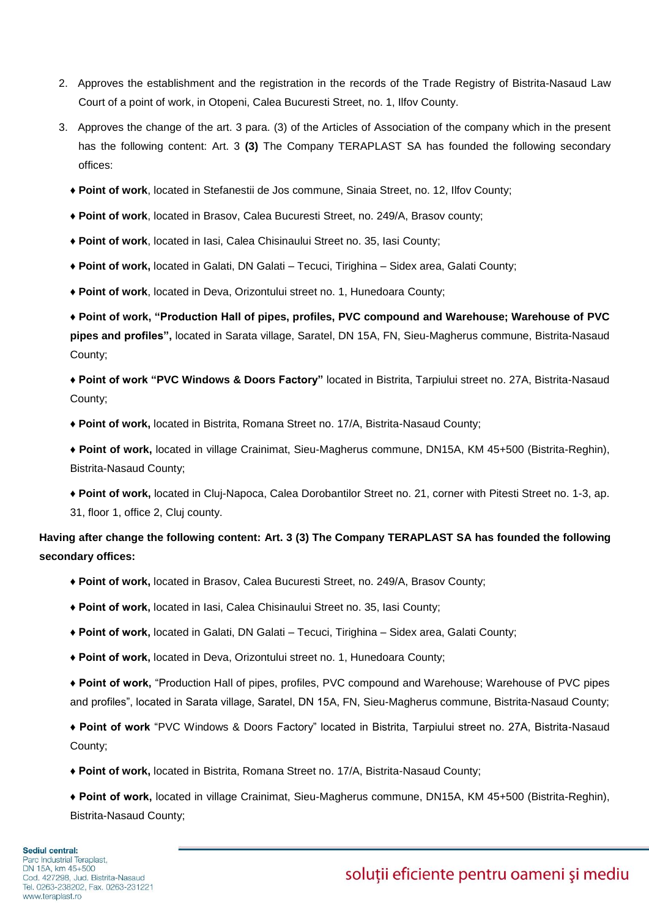2. Approves the establishment and the registration in the records of the Trade Registry of Bistrita-Nasaud Law Court of a point of work, in Otopeni, Calea Bucuresti Street, no. 1, Ilfov County.
3. Approves the change of the art. 3 para. (3) of the Articles of Association of the company which in the present has the following content: Art. 3 **(3)** The Company TERAPLAST SA has founded the following secondary offices:

♦ **Point of work**, located in Stefanestii de Jos commune, Sinaia Street, no. 12, Ilfov County;

♦ **Point of work**, located in Brasov, Calea Bucuresti Street, no. 249/A, Brasov county;

♦ **Point of work**, located in Iasi, Calea Chisinaului Street no. 35, Iasi County;

♦ **Point of work,** located in Galati, DN Galati – Tecuci, Tirighina – Sidex area, Galati County;

♦ **Point of work**, located in Deva, Orizontului street no. 1, Hunedoara County;

♦ **Point of work, "Production Hall of pipes, profiles, PVC compound and Warehouse; Warehouse of PVC pipes and profiles",** located in Sarata village, Saratel, DN 15A, FN, Sieu-Magherus commune, Bistrita-Nasaud County;

♦ **Point of work "PVC Windows & Doors Factory"** located in Bistrita, Tarpiului street no. 27A, Bistrita-Nasaud County;

♦ **Point of work,** located in Bistrita, Romana Street no. 17/A, Bistrita-Nasaud County;

♦ **Point of work,** located in village Crainimat, Sieu-Magherus commune, DN15A, KM 45+500 (Bistrita-Reghin), Bistrita-Nasaud County;

♦ **Point of work,** located in Cluj-Napoca, Calea Dorobantilor Street no. 21, corner with Pitesti Street no. 1-3, ap. 31, floor 1, office 2, Cluj county.

**Having after change the following content: Art. 3 (3) The Company TERAPLAST SA has founded the following secondary offices:**

♦ **Point of work,** located in Brasov, Calea Bucuresti Street, no. 249/A, Brasov County;

♦ **Point of work,** located in Iasi, Calea Chisinaului Street no. 35, Iasi County;

♦ **Point of work,** located in Galati, DN Galati – Tecuci, Tirighina – Sidex area, Galati County;

♦ **Point of work,** located in Deva, Orizontului street no. 1, Hunedoara County;

♦ **Point of work,** "Production Hall of pipes, profiles, PVC compound and Warehouse; Warehouse of PVC pipes and profiles", located in Sarata village, Saratel, DN 15A, FN, Sieu-Magherus commune, Bistrita-Nasaud County;

♦ **Point of work** "PVC Windows & Doors Factory" located in Bistrita, Tarpiului street no. 27A, Bistrita-Nasaud County;

♦ **Point of work,** located in Bistrita, Romana Street no. 17/A, Bistrita-Nasaud County;

♦ **Point of work,** located in village Crainimat, Sieu-Magherus commune, DN15A, KM 45+500 (Bistrita-Reghin), Bistrita-Nasaud County;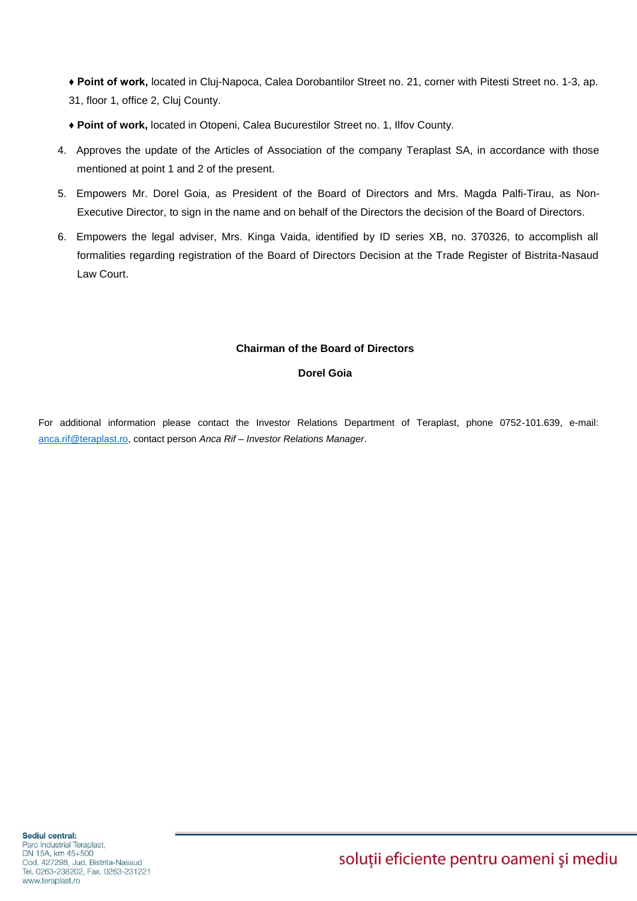♦ **Point of work,** located in Cluj-Napoca, Calea Dorobantilor Street no. 21, corner with Pitesti Street no. 1-3, ap. 31, floor 1, office 2, Cluj County.

♦ **Point of work,** located in Otopeni, Calea Bucurestilor Street no. 1, Ilfov County.

4. Approves the update of the Articles of Association of the company Teraplast SA, in accordance with those mentioned at point 1 and 2 of the present.
5. Empowers Mr. Dorel Goia, as President of the Board of Directors and Mrs. Magda Palfi-Tirau, as Non-Executive Director, to sign in the name and on behalf of the Directors the decision of the Board of Directors.
6. Empowers the legal adviser, Mrs. Kinga Vaida, identified by ID series XB, no. 370326, to accomplish all formalities regarding registration of the Board of Directors Decision at the Trade Register of Bistrita-Nasaud Law Court.

**Chairman of the Board of Directors**

**Dorel Goia**

For additional information please contact the Investor Relations Department of Teraplast, phone 0752-101.639, e-mail: anca.rif@teraplast.ro, contact person *Anca Rif – Investor Relations Manager*.